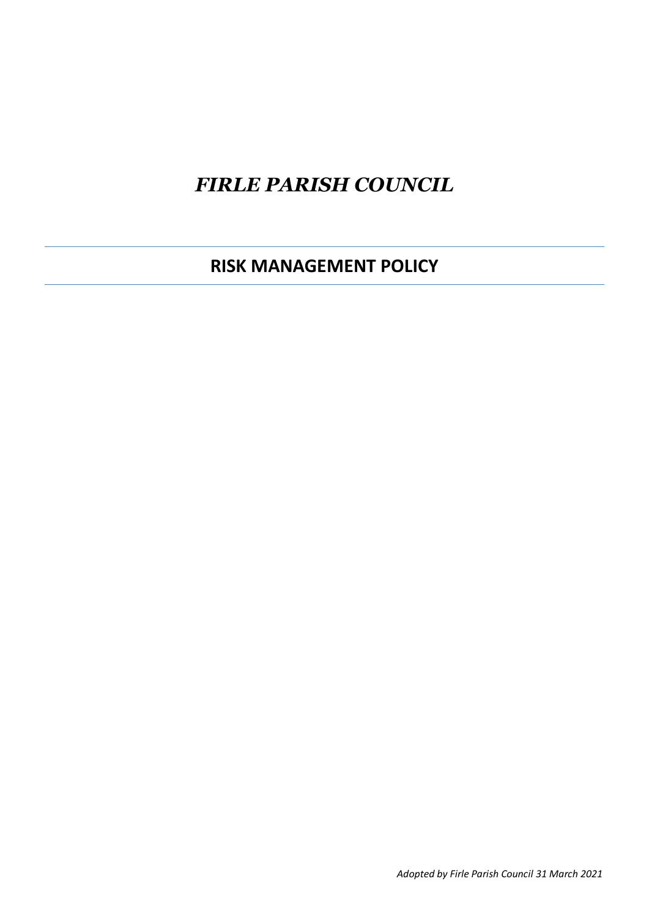# *FIRLE PARISH COUNCIL*

---

## RISK MANAGEMENT POLICY

---

*Adopted by Firle Parish Council 31 March 2021*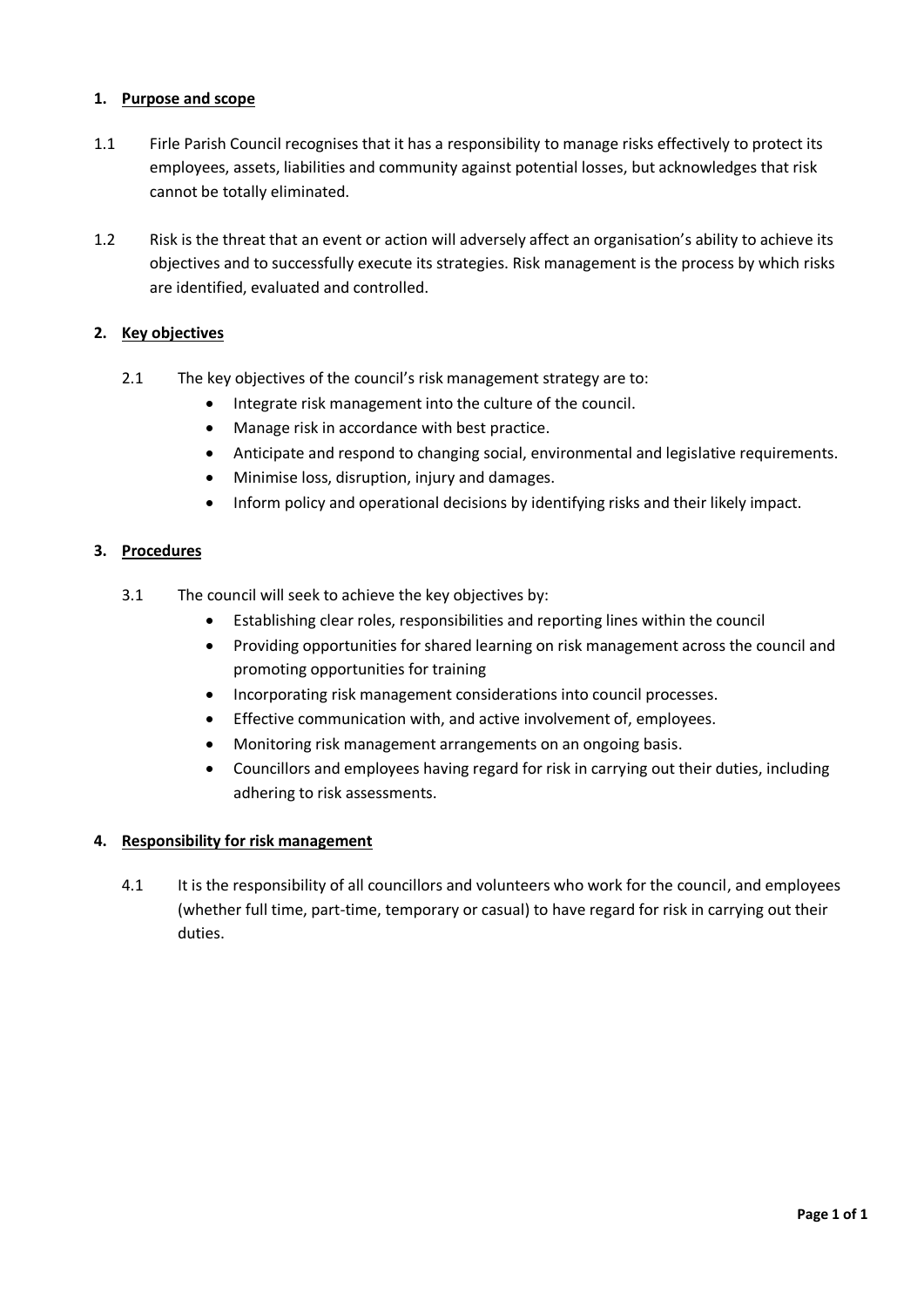## 1. Purpose and scope

1.1 Firle Parish Council recognises that it has a responsibility to manage risks effectively to protect its employees, assets, liabilities and community against potential losses, but acknowledges that risk cannot be totally eliminated.

1.2 Risk is the threat that an event or action will adversely affect an organisation's ability to achieve its objectives and to successfully execute its strategies. Risk management is the process by which risks are identified, evaluated and controlled.

## 2. Key objectives

2.1 The key objectives of the council's risk management strategy are to:

- Integrate risk management into the culture of the council.
- Manage risk in accordance with best practice.
- Anticipate and respond to changing social, environmental and legislative requirements.
- Minimise loss, disruption, injury and damages.
- Inform policy and operational decisions by identifying risks and their likely impact.

## 3. Procedures

3.1 The council will seek to achieve the key objectives by:

- Establishing clear roles, responsibilities and reporting lines within the council
- Providing opportunities for shared learning on risk management across the council and promoting opportunities for training
- Incorporating risk management considerations into council processes.
- Effective communication with, and active involvement of, employees.
- Monitoring risk management arrangements on an ongoing basis.
- Councillors and employees having regard for risk in carrying out their duties, including adhering to risk assessments.

## 4. Responsibility for risk management

4.1 It is the responsibility of all councillors and volunteers who work for the council, and employees (whether full time, part-time, temporary or casual) to have regard for risk in carrying out their duties.